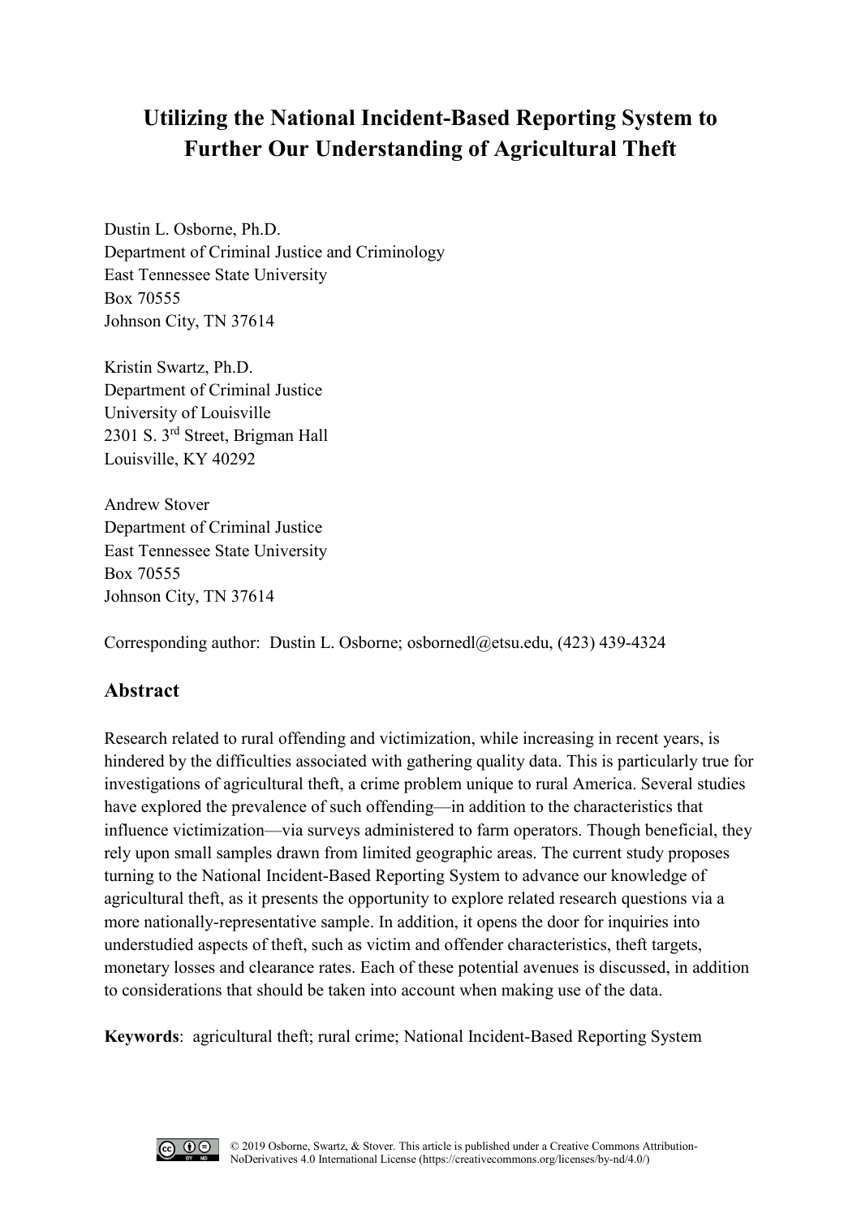# Utilizing the National Incident-Based Reporting System to Further Our Understanding of Agricultural Theft

Dustin L. Osborne, Ph.D.
Department of Criminal Justice and Criminology
East Tennessee State University
Box 70555
Johnson City, TN 37614

Kristin Swartz, Ph.D.
Department of Criminal Justice
University of Louisville
2301 S. 3rd Street, Brigman Hall
Louisville, KY 40292

Andrew Stover
Department of Criminal Justice
East Tennessee State University
Box 70555
Johnson City, TN 37614

Corresponding author: Dustin L. Osborne; osbornedl@etsu.edu, (423) 439-4324

## Abstract

Research related to rural offending and victimization, while increasing in recent years, is hindered by the difficulties associated with gathering quality data. This is particularly true for investigations of agricultural theft, a crime problem unique to rural America. Several studies have explored the prevalence of such offending—in addition to the characteristics that influence victimization—via surveys administered to farm operators. Though beneficial, they rely upon small samples drawn from limited geographic areas. The current study proposes turning to the National Incident-Based Reporting System to advance our knowledge of agricultural theft, as it presents the opportunity to explore related research questions via a more nationally-representative sample. In addition, it opens the door for inquiries into understudied aspects of theft, such as victim and offender characteristics, theft targets, monetary losses and clearance rates. Each of these potential avenues is discussed, in addition to considerations that should be taken into account when making use of the data.

**Keywords**: agricultural theft; rural crime; National Incident-Based Reporting System

© 2019 Osborne, Swartz, & Stover. This article is published under a Creative Commons Attribution-NoDerivatives 4.0 International License (https://creativecommons.org/licenses/by-nd/4.0/)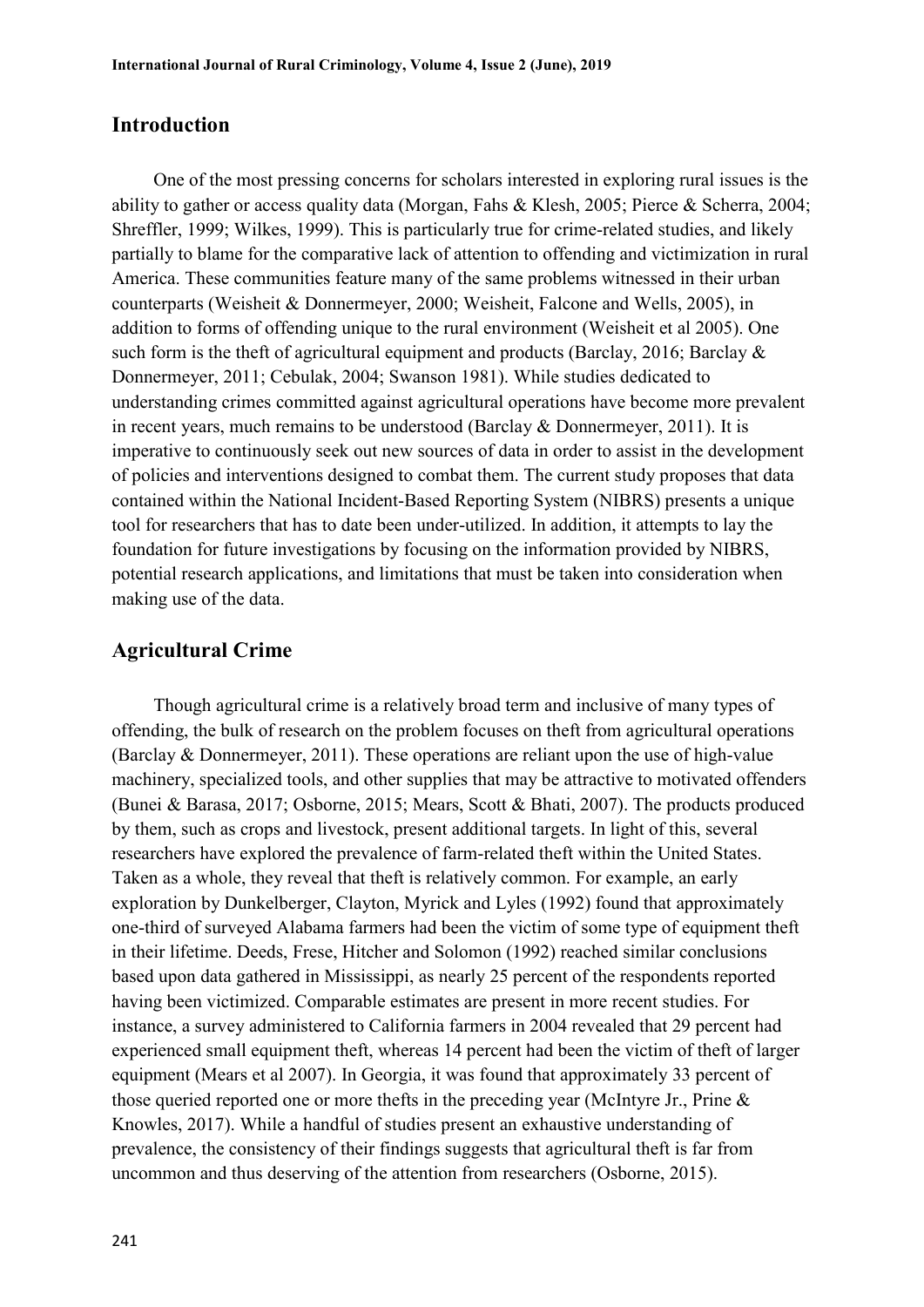## Introduction

One of the most pressing concerns for scholars interested in exploring rural issues is the ability to gather or access quality data (Morgan, Fahs & Klesh, 2005; Pierce & Scherra, 2004; Shreffler, 1999; Wilkes, 1999). This is particularly true for crime-related studies, and likely partially to blame for the comparative lack of attention to offending and victimization in rural America. These communities feature many of the same problems witnessed in their urban counterparts (Weisheit & Donnermeyer, 2000; Weisheit, Falcone and Wells, 2005), in addition to forms of offending unique to the rural environment (Weisheit et al 2005). One such form is the theft of agricultural equipment and products (Barclay, 2016; Barclay & Donnermeyer, 2011; Cebulak, 2004; Swanson 1981). While studies dedicated to understanding crimes committed against agricultural operations have become more prevalent in recent years, much remains to be understood (Barclay & Donnermeyer, 2011). It is imperative to continuously seek out new sources of data in order to assist in the development of policies and interventions designed to combat them. The current study proposes that data contained within the National Incident-Based Reporting System (NIBRS) presents a unique tool for researchers that has to date been under-utilized. In addition, it attempts to lay the foundation for future investigations by focusing on the information provided by NIBRS, potential research applications, and limitations that must be taken into consideration when making use of the data.

## Agricultural Crime

Though agricultural crime is a relatively broad term and inclusive of many types of offending, the bulk of research on the problem focuses on theft from agricultural operations (Barclay & Donnermeyer, 2011). These operations are reliant upon the use of high-value machinery, specialized tools, and other supplies that may be attractive to motivated offenders (Bunei & Barasa, 2017; Osborne, 2015; Mears, Scott & Bhati, 2007). The products produced by them, such as crops and livestock, present additional targets. In light of this, several researchers have explored the prevalence of farm-related theft within the United States. Taken as a whole, they reveal that theft is relatively common. For example, an early exploration by Dunkelberger, Clayton, Myrick and Lyles (1992) found that approximately one-third of surveyed Alabama farmers had been the victim of some type of equipment theft in their lifetime. Deeds, Frese, Hitcher and Solomon (1992) reached similar conclusions based upon data gathered in Mississippi, as nearly 25 percent of the respondents reported having been victimized. Comparable estimates are present in more recent studies. For instance, a survey administered to California farmers in 2004 revealed that 29 percent had experienced small equipment theft, whereas 14 percent had been the victim of theft of larger equipment (Mears et al 2007). In Georgia, it was found that approximately 33 percent of those queried reported one or more thefts in the preceding year (McIntyre Jr., Prine & Knowles, 2017). While a handful of studies present an exhaustive understanding of prevalence, the consistency of their findings suggests that agricultural theft is far from uncommon and thus deserving of the attention from researchers (Osborne, 2015).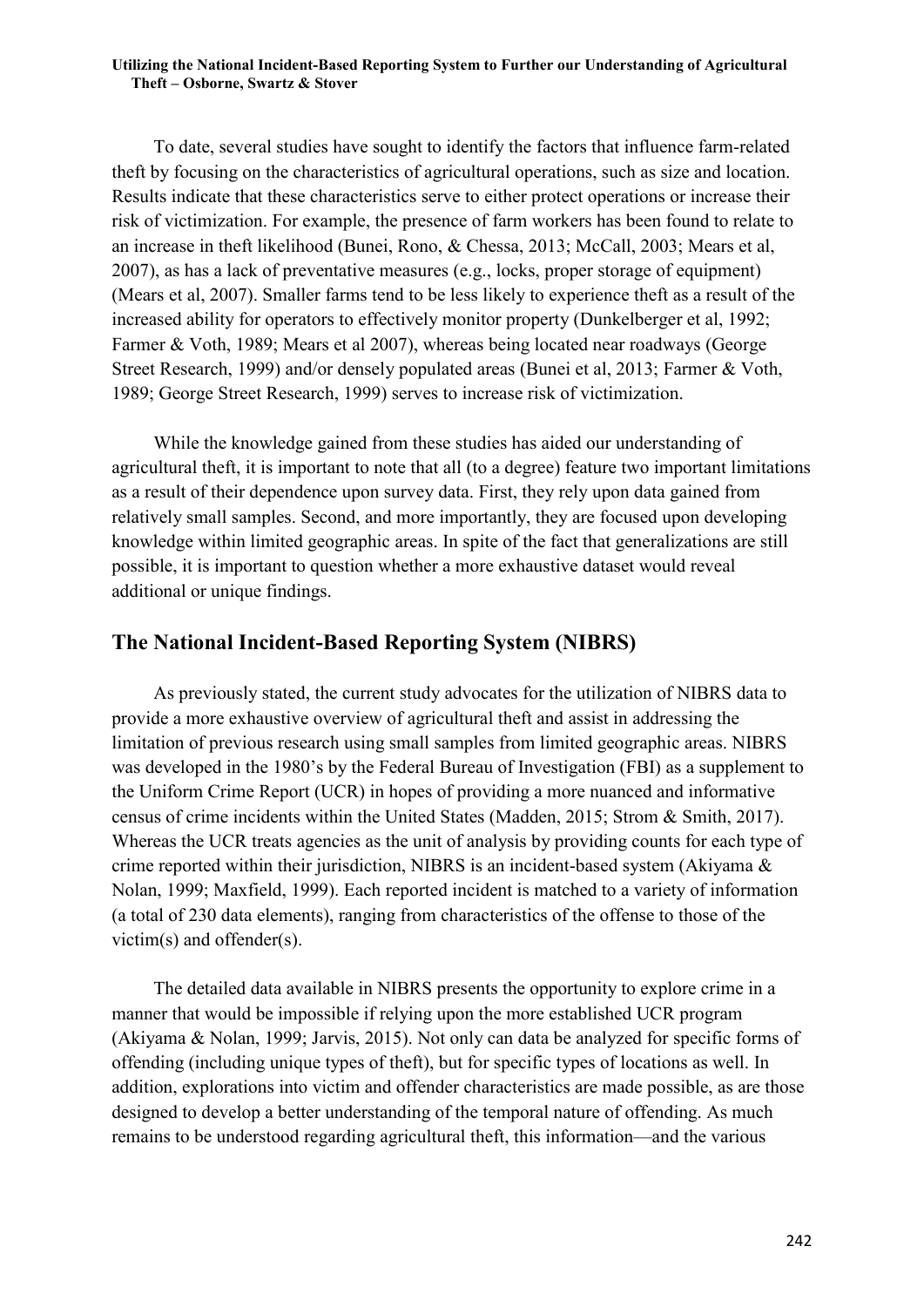To date, several studies have sought to identify the factors that influence farm-related theft by focusing on the characteristics of agricultural operations, such as size and location. Results indicate that these characteristics serve to either protect operations or increase their risk of victimization. For example, the presence of farm workers has been found to relate to an increase in theft likelihood (Bunei, Rono, & Chessa, 2013; McCall, 2003; Mears et al, 2007), as has a lack of preventative measures (e.g., locks, proper storage of equipment) (Mears et al, 2007). Smaller farms tend to be less likely to experience theft as a result of the increased ability for operators to effectively monitor property (Dunkelberger et al, 1992; Farmer & Voth, 1989; Mears et al 2007), whereas being located near roadways (George Street Research, 1999) and/or densely populated areas (Bunei et al, 2013; Farmer & Voth, 1989; George Street Research, 1999) serves to increase risk of victimization.

While the knowledge gained from these studies has aided our understanding of agricultural theft, it is important to note that all (to a degree) feature two important limitations as a result of their dependence upon survey data. First, they rely upon data gained from relatively small samples. Second, and more importantly, they are focused upon developing knowledge within limited geographic areas. In spite of the fact that generalizations are still possible, it is important to question whether a more exhaustive dataset would reveal additional or unique findings.

## The National Incident-Based Reporting System (NIBRS)

As previously stated, the current study advocates for the utilization of NIBRS data to provide a more exhaustive overview of agricultural theft and assist in addressing the limitation of previous research using small samples from limited geographic areas. NIBRS was developed in the 1980's by the Federal Bureau of Investigation (FBI) as a supplement to the Uniform Crime Report (UCR) in hopes of providing a more nuanced and informative census of crime incidents within the United States (Madden, 2015; Strom & Smith, 2017). Whereas the UCR treats agencies as the unit of analysis by providing counts for each type of crime reported within their jurisdiction, NIBRS is an incident-based system (Akiyama & Nolan, 1999; Maxfield, 1999). Each reported incident is matched to a variety of information (a total of 230 data elements), ranging from characteristics of the offense to those of the victim(s) and offender(s).

The detailed data available in NIBRS presents the opportunity to explore crime in a manner that would be impossible if relying upon the more established UCR program (Akiyama & Nolan, 1999; Jarvis, 2015). Not only can data be analyzed for specific forms of offending (including unique types of theft), but for specific types of locations as well. In addition, explorations into victim and offender characteristics are made possible, as are those designed to develop a better understanding of the temporal nature of offending. As much remains to be understood regarding agricultural theft, this information—and the various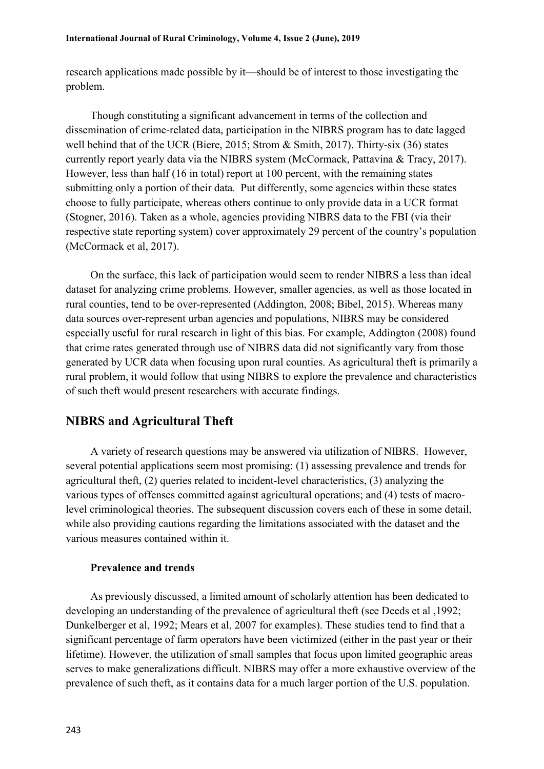research applications made possible by it—should be of interest to those investigating the problem.

Though constituting a significant advancement in terms of the collection and dissemination of crime-related data, participation in the NIBRS program has to date lagged well behind that of the UCR (Biere, 2015; Strom & Smith, 2017). Thirty-six (36) states currently report yearly data via the NIBRS system (McCormack, Pattavina & Tracy, 2017). However, less than half (16 in total) report at 100 percent, with the remaining states submitting only a portion of their data. Put differently, some agencies within these states choose to fully participate, whereas others continue to only provide data in a UCR format (Stogner, 2016). Taken as a whole, agencies providing NIBRS data to the FBI (via their respective state reporting system) cover approximately 29 percent of the country's population (McCormack et al, 2017).

On the surface, this lack of participation would seem to render NIBRS a less than ideal dataset for analyzing crime problems. However, smaller agencies, as well as those located in rural counties, tend to be over-represented (Addington, 2008; Bibel, 2015). Whereas many data sources over-represent urban agencies and populations, NIBRS may be considered especially useful for rural research in light of this bias. For example, Addington (2008) found that crime rates generated through use of NIBRS data did not significantly vary from those generated by UCR data when focusing upon rural counties. As agricultural theft is primarily a rural problem, it would follow that using NIBRS to explore the prevalence and characteristics of such theft would present researchers with accurate findings.

## NIBRS and Agricultural Theft

A variety of research questions may be answered via utilization of NIBRS. However, several potential applications seem most promising: (1) assessing prevalence and trends for agricultural theft, (2) queries related to incident-level characteristics, (3) analyzing the various types of offenses committed against agricultural operations; and (4) tests of macro-level criminological theories. The subsequent discussion covers each of these in some detail, while also providing cautions regarding the limitations associated with the dataset and the various measures contained within it.

### Prevalence and trends

As previously discussed, a limited amount of scholarly attention has been dedicated to developing an understanding of the prevalence of agricultural theft (see Deeds et al ,1992; Dunkelberger et al, 1992; Mears et al, 2007 for examples). These studies tend to find that a significant percentage of farm operators have been victimized (either in the past year or their lifetime). However, the utilization of small samples that focus upon limited geographic areas serves to make generalizations difficult. NIBRS may offer a more exhaustive overview of the prevalence of such theft, as it contains data for a much larger portion of the U.S. population.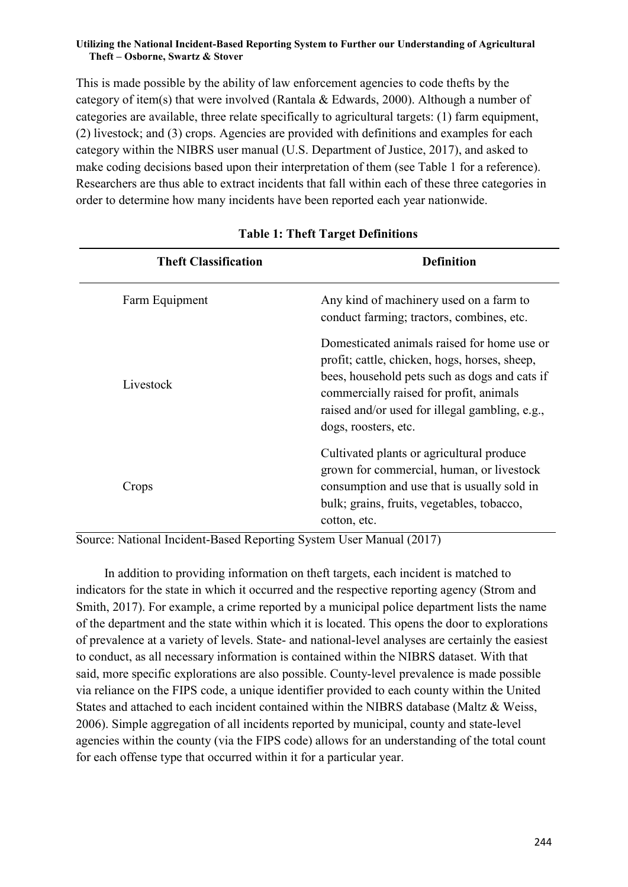This is made possible by the ability of law enforcement agencies to code thefts by the category of item(s) that were involved (Rantala & Edwards, 2000). Although a number of categories are available, three relate specifically to agricultural targets: (1) farm equipment, (2) livestock; and (3) crops. Agencies are provided with definitions and examples for each category within the NIBRS user manual (U.S. Department of Justice, 2017), and asked to make coding decisions based upon their interpretation of them (see Table 1 for a reference). Researchers are thus able to extract incidents that fall within each of these three categories in order to determine how many incidents have been reported each year nationwide.

**Table 1: Theft Target Definitions**

| Theft Classification | Definition |
|---|---|
| Farm Equipment | Any kind of machinery used on a farm to conduct farming; tractors, combines, etc. |
| Livestock | Domesticated animals raised for home use or profit; cattle, chicken, hogs, horses, sheep, bees, household pets such as dogs and cats if commercially raised for profit, animals raised and/or used for illegal gambling, e.g., dogs, roosters, etc. |
| Crops | Cultivated plants or agricultural produce grown for commercial, human, or livestock consumption and use that is usually sold in bulk; grains, fruits, vegetables, tobacco, cotton, etc. |

Source: National Incident-Based Reporting System User Manual (2017)

In addition to providing information on theft targets, each incident is matched to indicators for the state in which it occurred and the respective reporting agency (Strom and Smith, 2017). For example, a crime reported by a municipal police department lists the name of the department and the state within which it is located. This opens the door to explorations of prevalence at a variety of levels. State- and national-level analyses are certainly the easiest to conduct, as all necessary information is contained within the NIBRS dataset. With that said, more specific explorations are also possible. County-level prevalence is made possible via reliance on the FIPS code, a unique identifier provided to each county within the United States and attached to each incident contained within the NIBRS database (Maltz & Weiss, 2006). Simple aggregation of all incidents reported by municipal, county and state-level agencies within the county (via the FIPS code) allows for an understanding of the total count for each offense type that occurred within it for a particular year.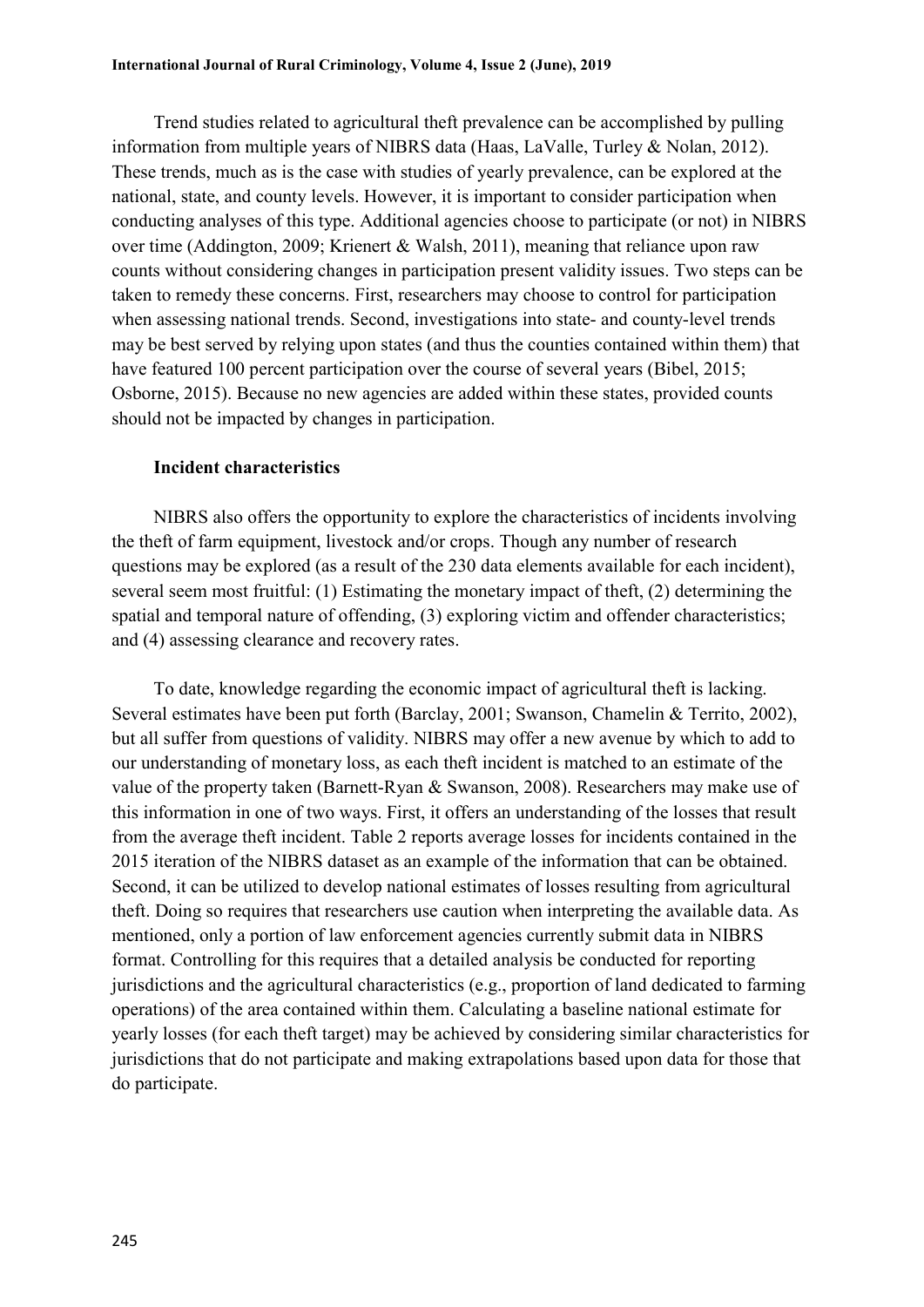Trend studies related to agricultural theft prevalence can be accomplished by pulling information from multiple years of NIBRS data (Haas, LaValle, Turley & Nolan, 2012). These trends, much as is the case with studies of yearly prevalence, can be explored at the national, state, and county levels. However, it is important to consider participation when conducting analyses of this type. Additional agencies choose to participate (or not) in NIBRS over time (Addington, 2009; Krienert & Walsh, 2011), meaning that reliance upon raw counts without considering changes in participation present validity issues. Two steps can be taken to remedy these concerns. First, researchers may choose to control for participation when assessing national trends. Second, investigations into state- and county-level trends may be best served by relying upon states (and thus the counties contained within them) that have featured 100 percent participation over the course of several years (Bibel, 2015; Osborne, 2015). Because no new agencies are added within these states, provided counts should not be impacted by changes in participation.

### Incident characteristics

NIBRS also offers the opportunity to explore the characteristics of incidents involving the theft of farm equipment, livestock and/or crops. Though any number of research questions may be explored (as a result of the 230 data elements available for each incident), several seem most fruitful: (1) Estimating the monetary impact of theft, (2) determining the spatial and temporal nature of offending, (3) exploring victim and offender characteristics; and (4) assessing clearance and recovery rates.

To date, knowledge regarding the economic impact of agricultural theft is lacking. Several estimates have been put forth (Barclay, 2001; Swanson, Chamelin & Territo, 2002), but all suffer from questions of validity. NIBRS may offer a new avenue by which to add to our understanding of monetary loss, as each theft incident is matched to an estimate of the value of the property taken (Barnett-Ryan & Swanson, 2008). Researchers may make use of this information in one of two ways. First, it offers an understanding of the losses that result from the average theft incident. Table 2 reports average losses for incidents contained in the 2015 iteration of the NIBRS dataset as an example of the information that can be obtained. Second, it can be utilized to develop national estimates of losses resulting from agricultural theft. Doing so requires that researchers use caution when interpreting the available data. As mentioned, only a portion of law enforcement agencies currently submit data in NIBRS format. Controlling for this requires that a detailed analysis be conducted for reporting jurisdictions and the agricultural characteristics (e.g., proportion of land dedicated to farming operations) of the area contained within them. Calculating a baseline national estimate for yearly losses (for each theft target) may be achieved by considering similar characteristics for jurisdictions that do not participate and making extrapolations based upon data for those that do participate.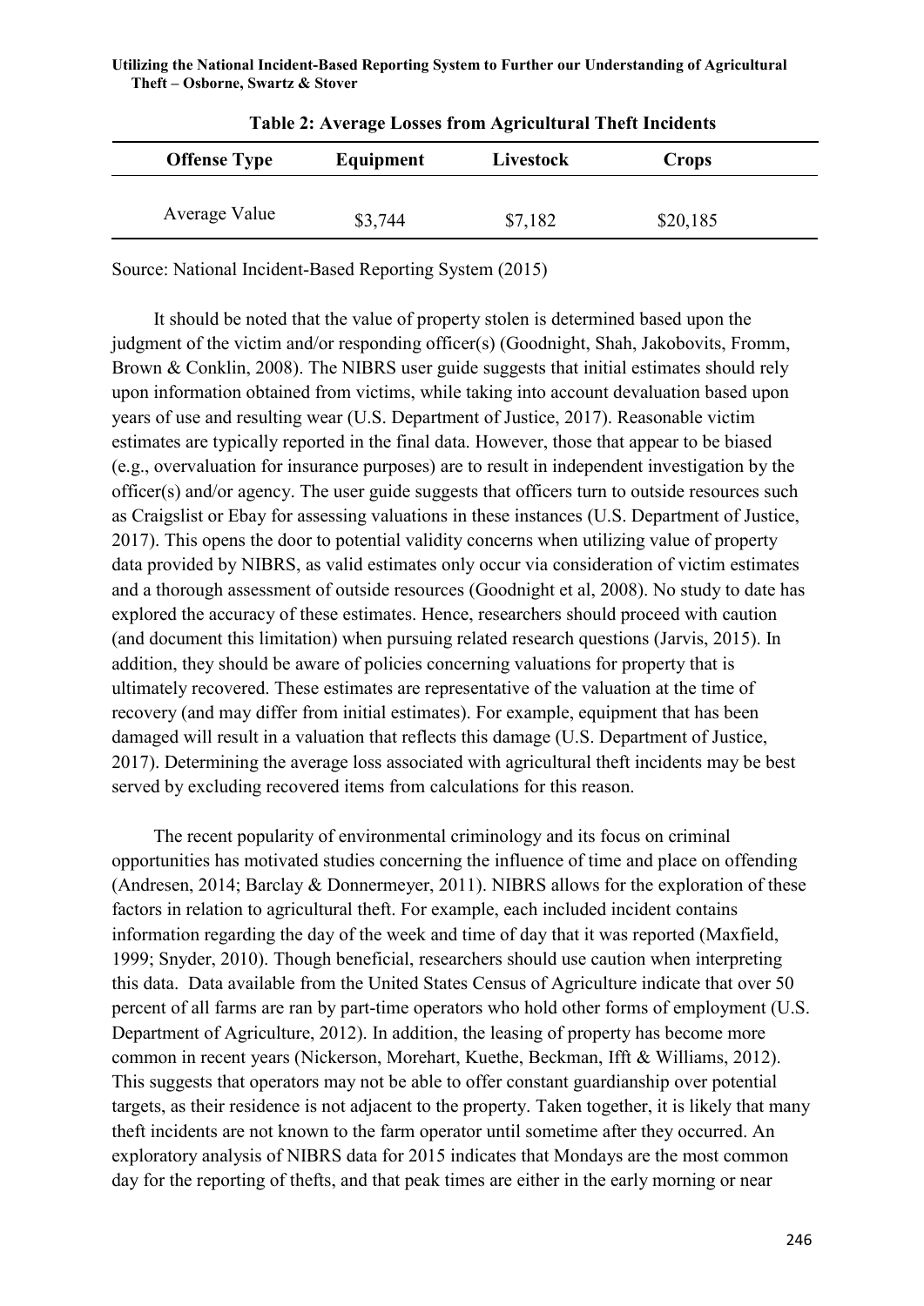**Table 2: Average Losses from Agricultural Theft Incidents**

| Offense Type | Equipment | Livestock | Crops |
|---|---|---|---|
| Average Value | \$3,744 | \$7,182 | \$20,185 |

Source: National Incident-Based Reporting System (2015)

It should be noted that the value of property stolen is determined based upon the judgment of the victim and/or responding officer(s) (Goodnight, Shah, Jakobovits, Fromm, Brown & Conklin, 2008). The NIBRS user guide suggests that initial estimates should rely upon information obtained from victims, while taking into account devaluation based upon years of use and resulting wear (U.S. Department of Justice, 2017). Reasonable victim estimates are typically reported in the final data. However, those that appear to be biased (e.g., overvaluation for insurance purposes) are to result in independent investigation by the officer(s) and/or agency. The user guide suggests that officers turn to outside resources such as Craigslist or Ebay for assessing valuations in these instances (U.S. Department of Justice, 2017). This opens the door to potential validity concerns when utilizing value of property data provided by NIBRS, as valid estimates only occur via consideration of victim estimates and a thorough assessment of outside resources (Goodnight et al, 2008). No study to date has explored the accuracy of these estimates. Hence, researchers should proceed with caution (and document this limitation) when pursuing related research questions (Jarvis, 2015). In addition, they should be aware of policies concerning valuations for property that is ultimately recovered. These estimates are representative of the valuation at the time of recovery (and may differ from initial estimates). For example, equipment that has been damaged will result in a valuation that reflects this damage (U.S. Department of Justice, 2017). Determining the average loss associated with agricultural theft incidents may be best served by excluding recovered items from calculations for this reason.

The recent popularity of environmental criminology and its focus on criminal opportunities has motivated studies concerning the influence of time and place on offending (Andresen, 2014; Barclay & Donnermeyer, 2011). NIBRS allows for the exploration of these factors in relation to agricultural theft. For example, each included incident contains information regarding the day of the week and time of day that it was reported (Maxfield, 1999; Snyder, 2010). Though beneficial, researchers should use caution when interpreting this data. Data available from the United States Census of Agriculture indicate that over 50 percent of all farms are ran by part-time operators who hold other forms of employment (U.S. Department of Agriculture, 2012). In addition, the leasing of property has become more common in recent years (Nickerson, Morehart, Kuethe, Beckman, Ifft & Williams, 2012). This suggests that operators may not be able to offer constant guardianship over potential targets, as their residence is not adjacent to the property. Taken together, it is likely that many theft incidents are not known to the farm operator until sometime after they occurred. An exploratory analysis of NIBRS data for 2015 indicates that Mondays are the most common day for the reporting of thefts, and that peak times are either in the early morning or near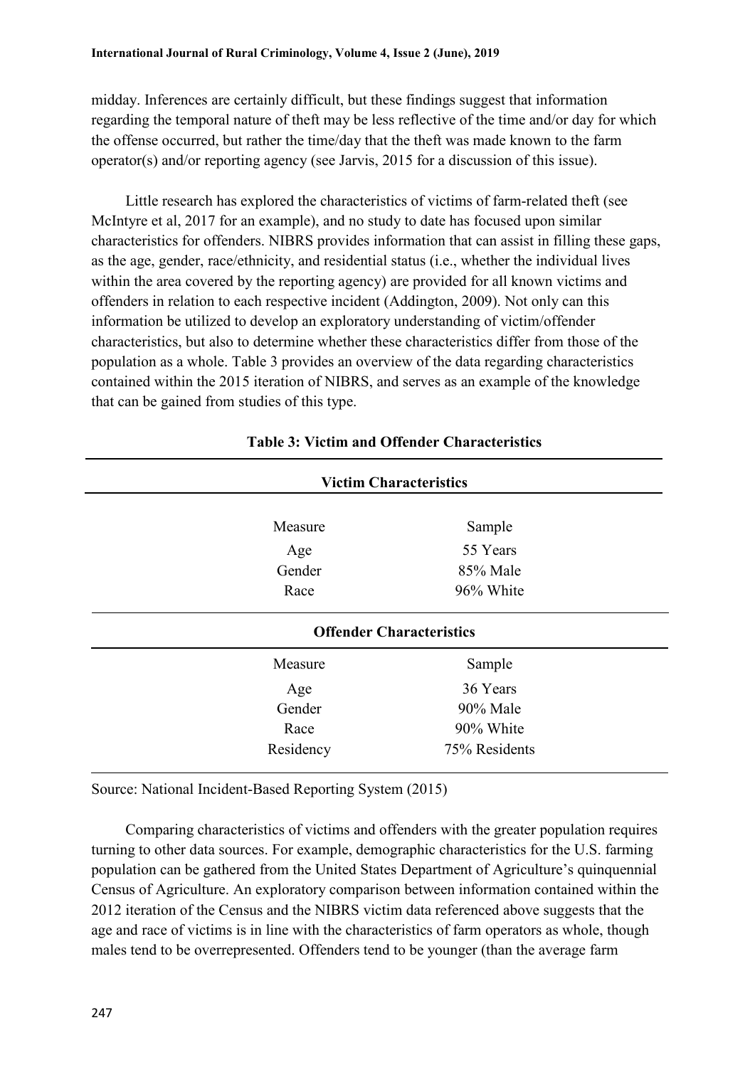midday. Inferences are certainly difficult, but these findings suggest that information regarding the temporal nature of theft may be less reflective of the time and/or day for which the offense occurred, but rather the time/day that the theft was made known to the farm operator(s) and/or reporting agency (see Jarvis, 2015 for a discussion of this issue).

Little research has explored the characteristics of victims of farm-related theft (see McIntyre et al, 2017 for an example), and no study to date has focused upon similar characteristics for offenders. NIBRS provides information that can assist in filling these gaps, as the age, gender, race/ethnicity, and residential status (i.e., whether the individual lives within the area covered by the reporting agency) are provided for all known victims and offenders in relation to each respective incident (Addington, 2009). Not only can this information be utilized to develop an exploratory understanding of victim/offender characteristics, but also to determine whether these characteristics differ from those of the population as a whole. Table 3 provides an overview of the data regarding characteristics contained within the 2015 iteration of NIBRS, and serves as an example of the knowledge that can be gained from studies of this type.

**Table 3: Victim and Offender Characteristics**

| **Victim Characteristics** | |
|---|---|
| Measure | Sample |
| Age | 55 Years |
| Gender | 85% Male |
| Race | 96% White |
| **Offender Characteristics** | |
| Measure | Sample |
| Age | 36 Years |
| Gender | 90% Male |
| Race | 90% White |
| Residency | 75% Residents |

Source: National Incident-Based Reporting System (2015)

Comparing characteristics of victims and offenders with the greater population requires turning to other data sources. For example, demographic characteristics for the U.S. farming population can be gathered from the United States Department of Agriculture's quinquennial Census of Agriculture. An exploratory comparison between information contained within the 2012 iteration of the Census and the NIBRS victim data referenced above suggests that the age and race of victims is in line with the characteristics of farm operators as whole, though males tend to be overrepresented. Offenders tend to be younger (than the average farm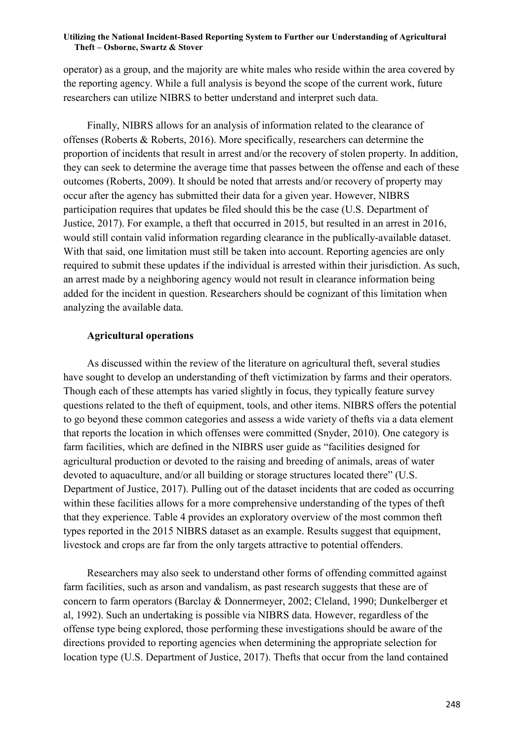operator) as a group, and the majority are white males who reside within the area covered by the reporting agency. While a full analysis is beyond the scope of the current work, future researchers can utilize NIBRS to better understand and interpret such data.

Finally, NIBRS allows for an analysis of information related to the clearance of offenses (Roberts & Roberts, 2016). More specifically, researchers can determine the proportion of incidents that result in arrest and/or the recovery of stolen property. In addition, they can seek to determine the average time that passes between the offense and each of these outcomes (Roberts, 2009). It should be noted that arrests and/or recovery of property may occur after the agency has submitted their data for a given year. However, NIBRS participation requires that updates be filed should this be the case (U.S. Department of Justice, 2017). For example, a theft that occurred in 2015, but resulted in an arrest in 2016, would still contain valid information regarding clearance in the publically-available dataset. With that said, one limitation must still be taken into account. Reporting agencies are only required to submit these updates if the individual is arrested within their jurisdiction. As such, an arrest made by a neighboring agency would not result in clearance information being added for the incident in question. Researchers should be cognizant of this limitation when analyzing the available data.

### Agricultural operations

As discussed within the review of the literature on agricultural theft, several studies have sought to develop an understanding of theft victimization by farms and their operators. Though each of these attempts has varied slightly in focus, they typically feature survey questions related to the theft of equipment, tools, and other items. NIBRS offers the potential to go beyond these common categories and assess a wide variety of thefts via a data element that reports the location in which offenses were committed (Snyder, 2010). One category is farm facilities, which are defined in the NIBRS user guide as "facilities designed for agricultural production or devoted to the raising and breeding of animals, areas of water devoted to aquaculture, and/or all building or storage structures located there" (U.S. Department of Justice, 2017). Pulling out of the dataset incidents that are coded as occurring within these facilities allows for a more comprehensive understanding of the types of theft that they experience. Table 4 provides an exploratory overview of the most common theft types reported in the 2015 NIBRS dataset as an example. Results suggest that equipment, livestock and crops are far from the only targets attractive to potential offenders.

Researchers may also seek to understand other forms of offending committed against farm facilities, such as arson and vandalism, as past research suggests that these are of concern to farm operators (Barclay & Donnermeyer, 2002; Cleland, 1990; Dunkelberger et al, 1992). Such an undertaking is possible via NIBRS data. However, regardless of the offense type being explored, those performing these investigations should be aware of the directions provided to reporting agencies when determining the appropriate selection for location type (U.S. Department of Justice, 2017). Thefts that occur from the land contained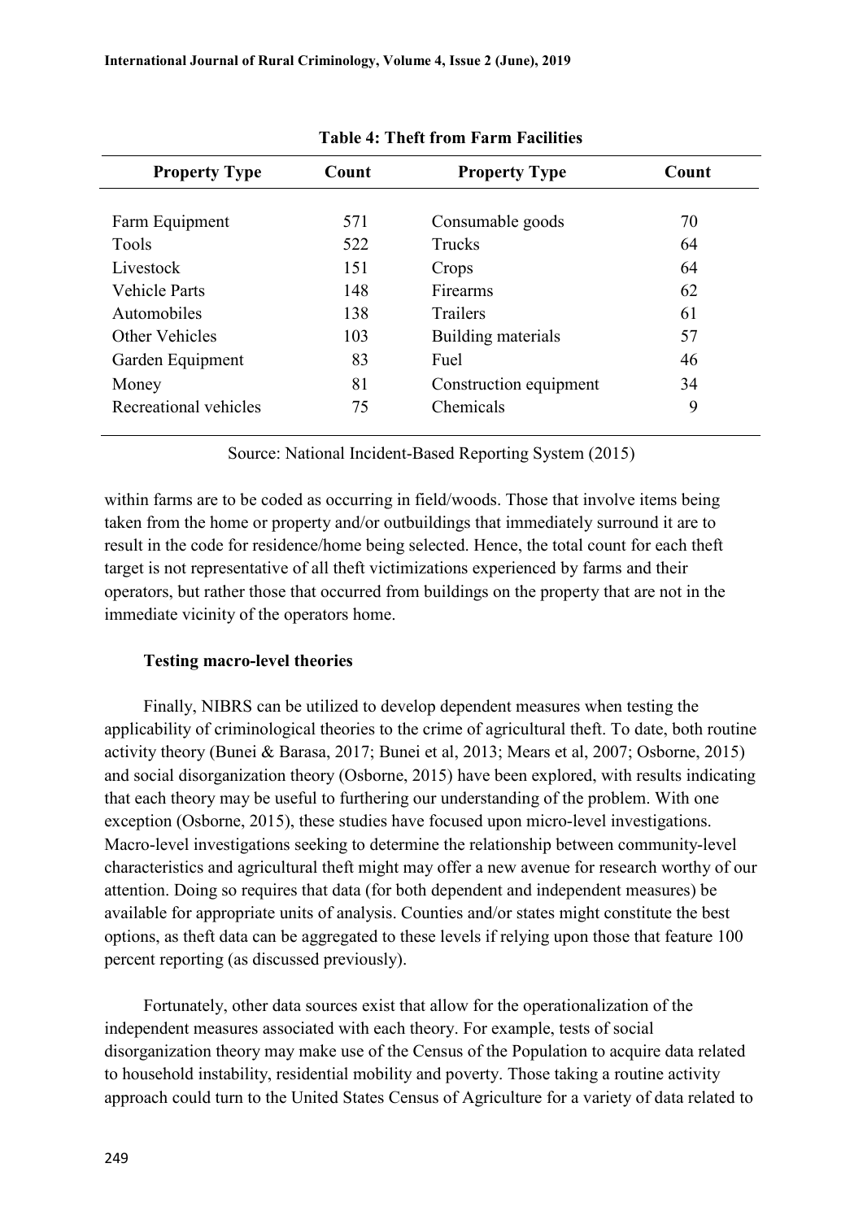**Table 4: Theft from Farm Facilities**

| Property Type | Count | Property Type | Count |
|---|---|---|---|
| Farm Equipment | 571 | Consumable goods | 70 |
| Tools | 522 | Trucks | 64 |
| Livestock | 151 | Crops | 64 |
| Vehicle Parts | 148 | Firearms | 62 |
| Automobiles | 138 | Trailers | 61 |
| Other Vehicles | 103 | Building materials | 57 |
| Garden Equipment | 83 | Fuel | 46 |
| Money | 81 | Construction equipment | 34 |
| Recreational vehicles | 75 | Chemicals | 9 |

Source: National Incident-Based Reporting System (2015)

within farms are to be coded as occurring in field/woods. Those that involve items being taken from the home or property and/or outbuildings that immediately surround it are to result in the code for residence/home being selected. Hence, the total count for each theft target is not representative of all theft victimizations experienced by farms and their operators, but rather those that occurred from buildings on the property that are not in the immediate vicinity of the operators home.

**Testing macro-level theories**

Finally, NIBRS can be utilized to develop dependent measures when testing the applicability of criminological theories to the crime of agricultural theft. To date, both routine activity theory (Bunei & Barasa, 2017; Bunei et al, 2013; Mears et al, 2007; Osborne, 2015) and social disorganization theory (Osborne, 2015) have been explored, with results indicating that each theory may be useful to furthering our understanding of the problem. With one exception (Osborne, 2015), these studies have focused upon micro-level investigations. Macro-level investigations seeking to determine the relationship between community-level characteristics and agricultural theft might may offer a new avenue for research worthy of our attention. Doing so requires that data (for both dependent and independent measures) be available for appropriate units of analysis. Counties and/or states might constitute the best options, as theft data can be aggregated to these levels if relying upon those that feature 100 percent reporting (as discussed previously).

Fortunately, other data sources exist that allow for the operationalization of the independent measures associated with each theory. For example, tests of social disorganization theory may make use of the Census of the Population to acquire data related to household instability, residential mobility and poverty. Those taking a routine activity approach could turn to the United States Census of Agriculture for a variety of data related to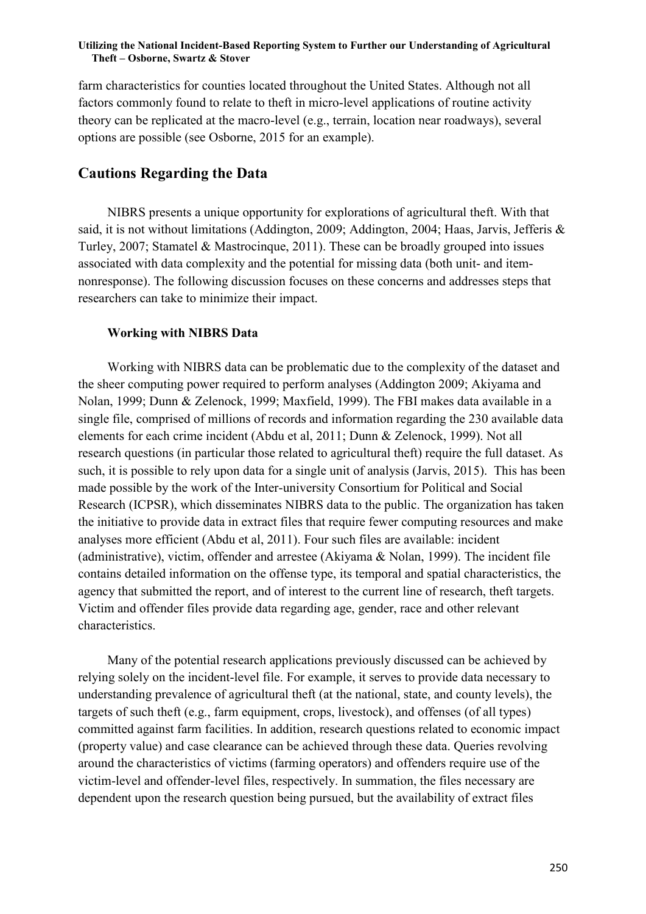farm characteristics for counties located throughout the United States. Although not all factors commonly found to relate to theft in micro-level applications of routine activity theory can be replicated at the macro-level (e.g., terrain, location near roadways), several options are possible (see Osborne, 2015 for an example).

## Cautions Regarding the Data

NIBRS presents a unique opportunity for explorations of agricultural theft. With that said, it is not without limitations (Addington, 2009; Addington, 2004; Haas, Jarvis, Jefferis & Turley, 2007; Stamatel & Mastrocinque, 2011). These can be broadly grouped into issues associated with data complexity and the potential for missing data (both unit- and item-nonresponse). The following discussion focuses on these concerns and addresses steps that researchers can take to minimize their impact.

### Working with NIBRS Data

Working with NIBRS data can be problematic due to the complexity of the dataset and the sheer computing power required to perform analyses (Addington 2009; Akiyama and Nolan, 1999; Dunn & Zelenock, 1999; Maxfield, 1999). The FBI makes data available in a single file, comprised of millions of records and information regarding the 230 available data elements for each crime incident (Abdu et al, 2011; Dunn & Zelenock, 1999). Not all research questions (in particular those related to agricultural theft) require the full dataset. As such, it is possible to rely upon data for a single unit of analysis (Jarvis, 2015). This has been made possible by the work of the Inter-university Consortium for Political and Social Research (ICPSR), which disseminates NIBRS data to the public. The organization has taken the initiative to provide data in extract files that require fewer computing resources and make analyses more efficient (Abdu et al, 2011). Four such files are available: incident (administrative), victim, offender and arrestee (Akiyama & Nolan, 1999). The incident file contains detailed information on the offense type, its temporal and spatial characteristics, the agency that submitted the report, and of interest to the current line of research, theft targets. Victim and offender files provide data regarding age, gender, race and other relevant characteristics.

Many of the potential research applications previously discussed can be achieved by relying solely on the incident-level file. For example, it serves to provide data necessary to understanding prevalence of agricultural theft (at the national, state, and county levels), the targets of such theft (e.g., farm equipment, crops, livestock), and offenses (of all types) committed against farm facilities. In addition, research questions related to economic impact (property value) and case clearance can be achieved through these data. Queries revolving around the characteristics of victims (farming operators) and offenders require use of the victim-level and offender-level files, respectively. In summation, the files necessary are dependent upon the research question being pursued, but the availability of extract files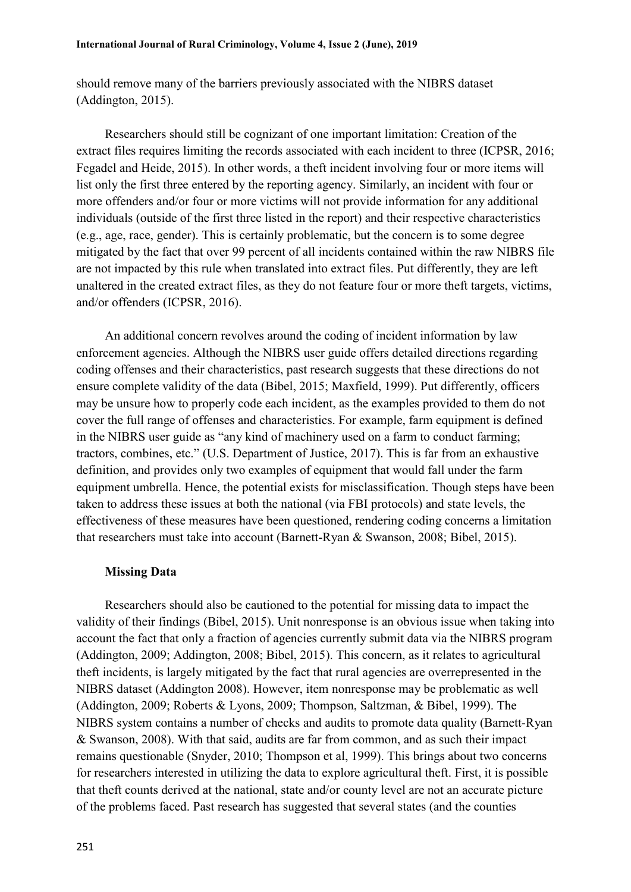should remove many of the barriers previously associated with the NIBRS dataset (Addington, 2015).

Researchers should still be cognizant of one important limitation: Creation of the extract files requires limiting the records associated with each incident to three (ICPSR, 2016; Fegadel and Heide, 2015). In other words, a theft incident involving four or more items will list only the first three entered by the reporting agency. Similarly, an incident with four or more offenders and/or four or more victims will not provide information for any additional individuals (outside of the first three listed in the report) and their respective characteristics (e.g., age, race, gender). This is certainly problematic, but the concern is to some degree mitigated by the fact that over 99 percent of all incidents contained within the raw NIBRS file are not impacted by this rule when translated into extract files. Put differently, they are left unaltered in the created extract files, as they do not feature four or more theft targets, victims, and/or offenders (ICPSR, 2016).

An additional concern revolves around the coding of incident information by law enforcement agencies. Although the NIBRS user guide offers detailed directions regarding coding offenses and their characteristics, past research suggests that these directions do not ensure complete validity of the data (Bibel, 2015; Maxfield, 1999). Put differently, officers may be unsure how to properly code each incident, as the examples provided to them do not cover the full range of offenses and characteristics. For example, farm equipment is defined in the NIBRS user guide as "any kind of machinery used on a farm to conduct farming; tractors, combines, etc." (U.S. Department of Justice, 2017). This is far from an exhaustive definition, and provides only two examples of equipment that would fall under the farm equipment umbrella. Hence, the potential exists for misclassification. Though steps have been taken to address these issues at both the national (via FBI protocols) and state levels, the effectiveness of these measures have been questioned, rendering coding concerns a limitation that researchers must take into account (Barnett-Ryan & Swanson, 2008; Bibel, 2015).

**Missing Data**

Researchers should also be cautioned to the potential for missing data to impact the validity of their findings (Bibel, 2015). Unit nonresponse is an obvious issue when taking into account the fact that only a fraction of agencies currently submit data via the NIBRS program (Addington, 2009; Addington, 2008; Bibel, 2015). This concern, as it relates to agricultural theft incidents, is largely mitigated by the fact that rural agencies are overrepresented in the NIBRS dataset (Addington 2008). However, item nonresponse may be problematic as well (Addington, 2009; Roberts & Lyons, 2009; Thompson, Saltzman, & Bibel, 1999). The NIBRS system contains a number of checks and audits to promote data quality (Barnett-Ryan & Swanson, 2008). With that said, audits are far from common, and as such their impact remains questionable (Snyder, 2010; Thompson et al, 1999). This brings about two concerns for researchers interested in utilizing the data to explore agricultural theft. First, it is possible that theft counts derived at the national, state and/or county level are not an accurate picture of the problems faced. Past research has suggested that several states (and the counties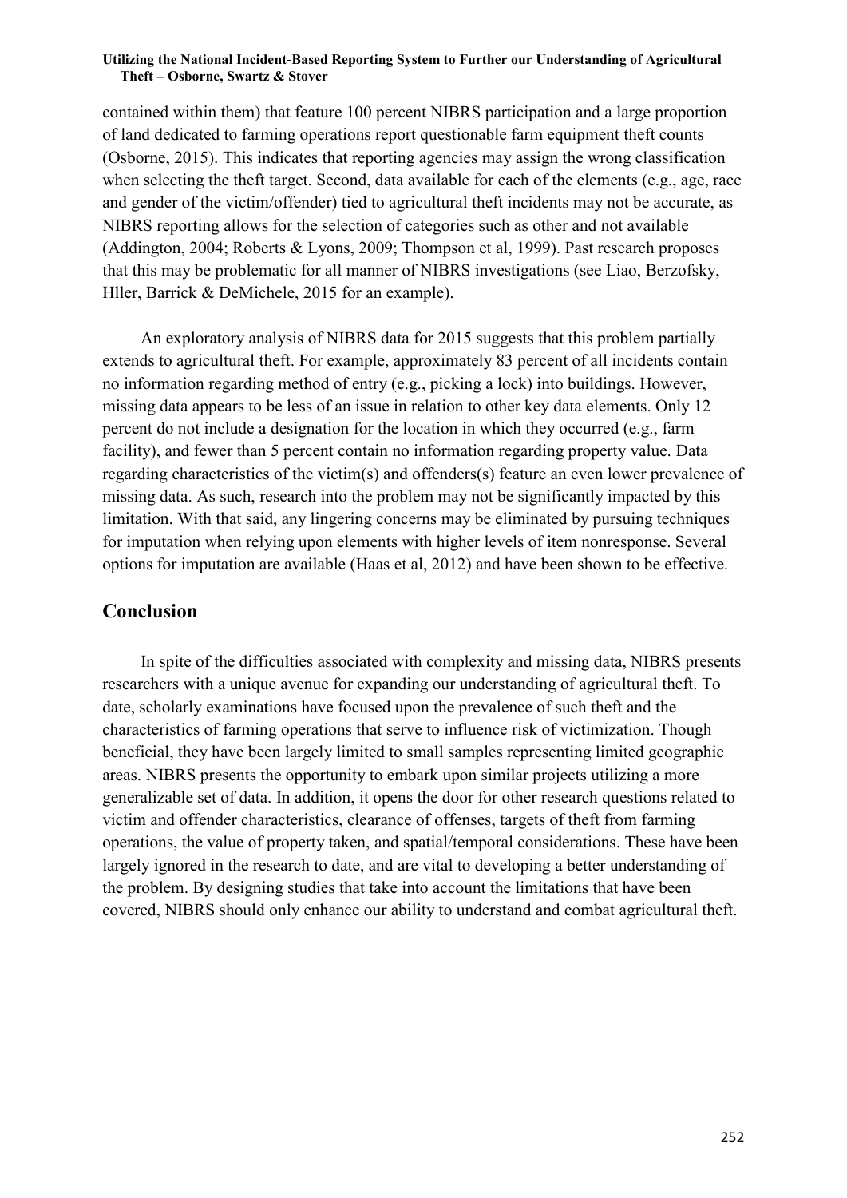contained within them) that feature 100 percent NIBRS participation and a large proportion of land dedicated to farming operations report questionable farm equipment theft counts (Osborne, 2015). This indicates that reporting agencies may assign the wrong classification when selecting the theft target. Second, data available for each of the elements (e.g., age, race and gender of the victim/offender) tied to agricultural theft incidents may not be accurate, as NIBRS reporting allows for the selection of categories such as other and not available (Addington, 2004; Roberts & Lyons, 2009; Thompson et al, 1999). Past research proposes that this may be problematic for all manner of NIBRS investigations (see Liao, Berzofsky, Hller, Barrick & DeMichele, 2015 for an example).

An exploratory analysis of NIBRS data for 2015 suggests that this problem partially extends to agricultural theft. For example, approximately 83 percent of all incidents contain no information regarding method of entry (e.g., picking a lock) into buildings. However, missing data appears to be less of an issue in relation to other key data elements. Only 12 percent do not include a designation for the location in which they occurred (e.g., farm facility), and fewer than 5 percent contain no information regarding property value. Data regarding characteristics of the victim(s) and offenders(s) feature an even lower prevalence of missing data. As such, research into the problem may not be significantly impacted by this limitation. With that said, any lingering concerns may be eliminated by pursuing techniques for imputation when relying upon elements with higher levels of item nonresponse. Several options for imputation are available (Haas et al, 2012) and have been shown to be effective.

## Conclusion

In spite of the difficulties associated with complexity and missing data, NIBRS presents researchers with a unique avenue for expanding our understanding of agricultural theft. To date, scholarly examinations have focused upon the prevalence of such theft and the characteristics of farming operations that serve to influence risk of victimization. Though beneficial, they have been largely limited to small samples representing limited geographic areas. NIBRS presents the opportunity to embark upon similar projects utilizing a more generalizable set of data. In addition, it opens the door for other research questions related to victim and offender characteristics, clearance of offenses, targets of theft from farming operations, the value of property taken, and spatial/temporal considerations. These have been largely ignored in the research to date, and are vital to developing a better understanding of the problem. By designing studies that take into account the limitations that have been covered, NIBRS should only enhance our ability to understand and combat agricultural theft.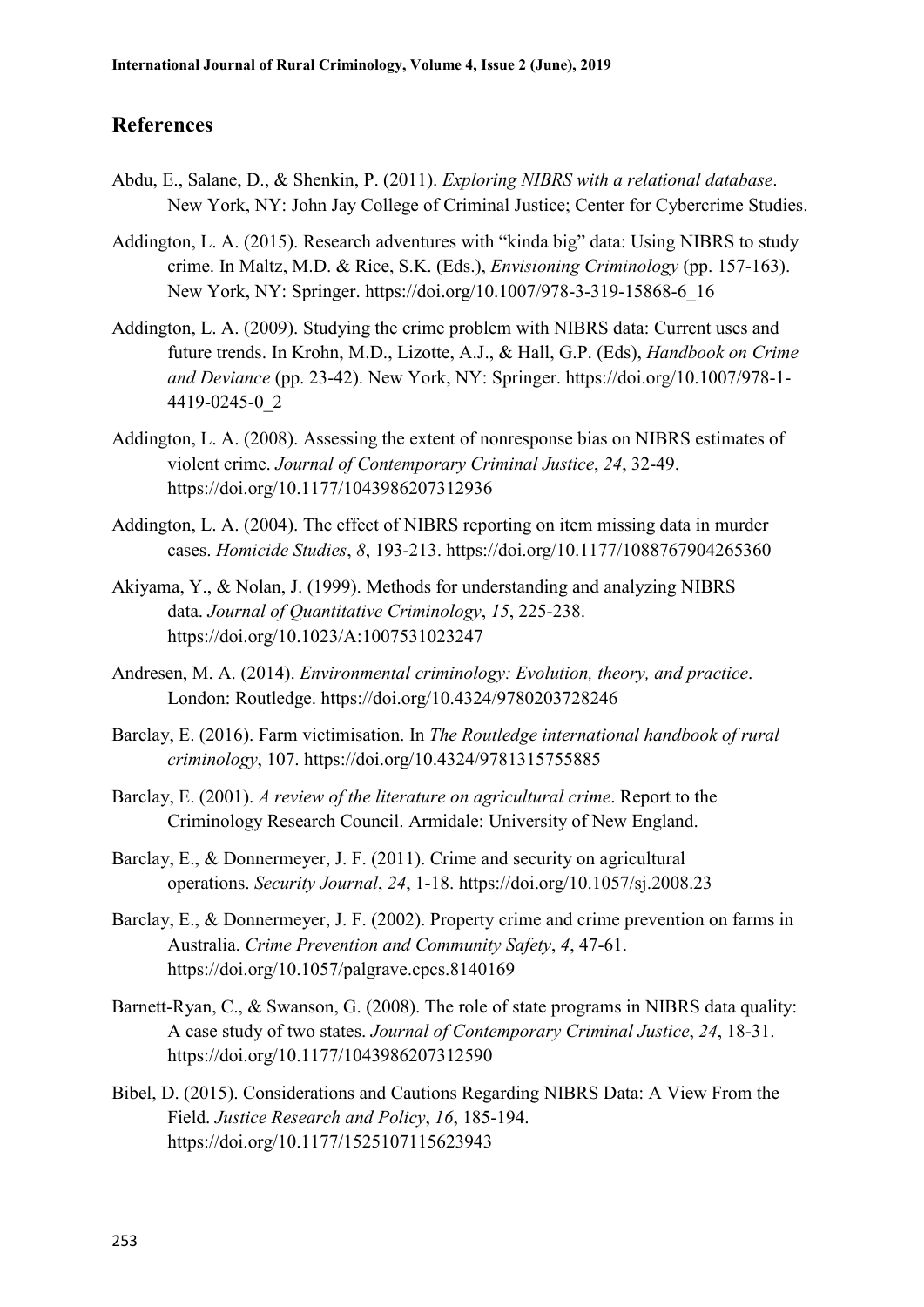## References

Abdu, E., Salane, D., & Shenkin, P. (2011). *Exploring NIBRS with a relational database*. New York, NY: John Jay College of Criminal Justice; Center for Cybercrime Studies.

Addington, L. A. (2015). Research adventures with "kinda big" data: Using NIBRS to study crime. In Maltz, M.D. & Rice, S.K. (Eds.), *Envisioning Criminology* (pp. 157-163). New York, NY: Springer. https://doi.org/10.1007/978-3-319-15868-6_16

Addington, L. A. (2009). Studying the crime problem with NIBRS data: Current uses and future trends. In Krohn, M.D., Lizotte, A.J., & Hall, G.P. (Eds), *Handbook on Crime and Deviance* (pp. 23-42). New York, NY: Springer. https://doi.org/10.1007/978-1-4419-0245-0_2

Addington, L. A. (2008). Assessing the extent of nonresponse bias on NIBRS estimates of violent crime. *Journal of Contemporary Criminal Justice*, *24*, 32-49. https://doi.org/10.1177/1043986207312936

Addington, L. A. (2004). The effect of NIBRS reporting on item missing data in murder cases. *Homicide Studies*, *8*, 193-213. https://doi.org/10.1177/1088767904265360

Akiyama, Y., & Nolan, J. (1999). Methods for understanding and analyzing NIBRS data. *Journal of Quantitative Criminology*, *15*, 225-238. https://doi.org/10.1023/A:1007531023247

Andresen, M. A. (2014). *Environmental criminology: Evolution, theory, and practice*. London: Routledge. https://doi.org/10.4324/9780203728246

Barclay, E. (2016). Farm victimisation. In *The Routledge international handbook of rural criminology*, 107. https://doi.org/10.4324/9781315755885

Barclay, E. (2001). *A review of the literature on agricultural crime*. Report to the Criminology Research Council. Armidale: University of New England.

Barclay, E., & Donnermeyer, J. F. (2011). Crime and security on agricultural operations. *Security Journal*, *24*, 1-18. https://doi.org/10.1057/sj.2008.23

Barclay, E., & Donnermeyer, J. F. (2002). Property crime and crime prevention on farms in Australia. *Crime Prevention and Community Safety*, *4*, 47-61. https://doi.org/10.1057/palgrave.cpcs.8140169

Barnett-Ryan, C., & Swanson, G. (2008). The role of state programs in NIBRS data quality: A case study of two states. *Journal of Contemporary Criminal Justice*, *24*, 18-31. https://doi.org/10.1177/1043986207312590

Bibel, D. (2015). Considerations and Cautions Regarding NIBRS Data: A View From the Field. *Justice Research and Policy*, *16*, 185-194. https://doi.org/10.1177/1525107115623943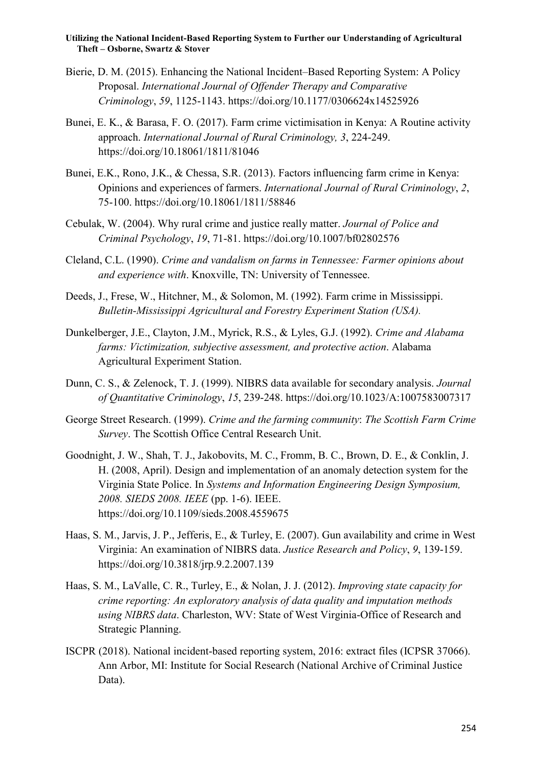Bierie, D. M. (2015). Enhancing the National Incident–Based Reporting System: A Policy Proposal. *International Journal of Offender Therapy and Comparative Criminology*, *59*, 1125-1143. https://doi.org/10.1177/0306624x14525926

Bunei, E. K., & Barasa, F. O. (2017). Farm crime victimisation in Kenya: A Routine activity approach. *International Journal of Rural Criminology, 3*, 224-249. https://doi.org/10.18061/1811/81046

Bunei, E.K., Rono, J.K., & Chessa, S.R. (2013). Factors influencing farm crime in Kenya: Opinions and experiences of farmers. *International Journal of Rural Criminology*, *2*, 75-100. https://doi.org/10.18061/1811/58846

Cebulak, W. (2004). Why rural crime and justice really matter. *Journal of Police and Criminal Psychology*, *19*, 71-81. https://doi.org/10.1007/bf02802576

Cleland, C.L. (1990). *Crime and vandalism on farms in Tennessee: Farmer opinions about and experience with*. Knoxville, TN: University of Tennessee.

Deeds, J., Frese, W., Hitchner, M., & Solomon, M. (1992). Farm crime in Mississippi. *Bulletin-Mississippi Agricultural and Forestry Experiment Station (USA).*

Dunkelberger, J.E., Clayton, J.M., Myrick, R.S., & Lyles, G.J. (1992). *Crime and Alabama farms: Victimization, subjective assessment, and protective action*. Alabama Agricultural Experiment Station.

Dunn, C. S., & Zelenock, T. J. (1999). NIBRS data available for secondary analysis. *Journal of Quantitative Criminology*, *15*, 239-248. https://doi.org/10.1023/A:1007583007317

George Street Research. (1999). *Crime and the farming community*: *The Scottish Farm Crime Survey*. The Scottish Office Central Research Unit.

Goodnight, J. W., Shah, T. J., Jakobovits, M. C., Fromm, B. C., Brown, D. E., & Conklin, J. H. (2008, April). Design and implementation of an anomaly detection system for the Virginia State Police. In *Systems and Information Engineering Design Symposium, 2008. SIEDS 2008. IEEE* (pp. 1-6). IEEE. https://doi.org/10.1109/sieds.2008.4559675

Haas, S. M., Jarvis, J. P., Jefferis, E., & Turley, E. (2007). Gun availability and crime in West Virginia: An examination of NIBRS data. *Justice Research and Policy*, *9*, 139-159. https://doi.org/10.3818/jrp.9.2.2007.139

Haas, S. M., LaValle, C. R., Turley, E., & Nolan, J. J. (2012). *Improving state capacity for crime reporting: An exploratory analysis of data quality and imputation methods using NIBRS data*. Charleston, WV: State of West Virginia-Office of Research and Strategic Planning.

ISCPR (2018). National incident-based reporting system, 2016: extract files (ICPSR 37066). Ann Arbor, MI: Institute for Social Research (National Archive of Criminal Justice Data).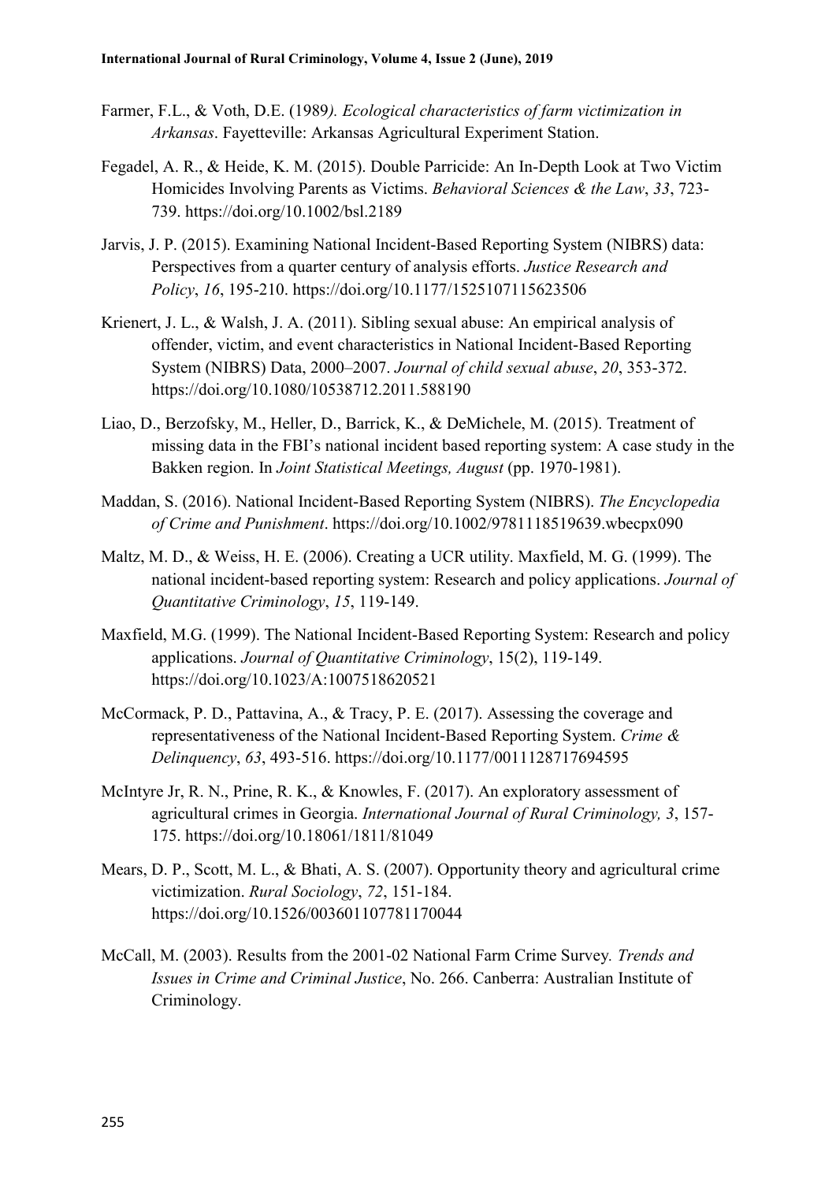Farmer, F.L., & Voth, D.E. (1989*). Ecological characteristics of farm victimization in Arkansas*. Fayetteville: Arkansas Agricultural Experiment Station.

Fegadel, A. R., & Heide, K. M. (2015). Double Parricide: An In-Depth Look at Two Victim Homicides Involving Parents as Victims. *Behavioral Sciences & the Law*, *33*, 723-739. https://doi.org/10.1002/bsl.2189

Jarvis, J. P. (2015). Examining National Incident-Based Reporting System (NIBRS) data: Perspectives from a quarter century of analysis efforts. *Justice Research and Policy*, *16*, 195-210. https://doi.org/10.1177/1525107115623506

Krienert, J. L., & Walsh, J. A. (2011). Sibling sexual abuse: An empirical analysis of offender, victim, and event characteristics in National Incident-Based Reporting System (NIBRS) Data, 2000–2007. *Journal of child sexual abuse*, *20*, 353-372. https://doi.org/10.1080/10538712.2011.588190

Liao, D., Berzofsky, M., Heller, D., Barrick, K., & DeMichele, M. (2015). Treatment of missing data in the FBI's national incident based reporting system: A case study in the Bakken region. In *Joint Statistical Meetings, August* (pp. 1970-1981).

Maddan, S. (2016). National Incident-Based Reporting System (NIBRS). *The Encyclopedia of Crime and Punishment*. https://doi.org/10.1002/9781118519639.wbecpx090

Maltz, M. D., & Weiss, H. E. (2006). Creating a UCR utility. Maxfield, M. G. (1999). The national incident-based reporting system: Research and policy applications. *Journal of Quantitative Criminology*, *15*, 119-149.

Maxfield, M.G. (1999). The National Incident-Based Reporting System: Research and policy applications. *Journal of Quantitative Criminology*, 15(2), 119-149. https://doi.org/10.1023/A:1007518620521

McCormack, P. D., Pattavina, A., & Tracy, P. E. (2017). Assessing the coverage and representativeness of the National Incident-Based Reporting System. *Crime & Delinquency*, *63*, 493-516. https://doi.org/10.1177/0011128717694595

McIntyre Jr, R. N., Prine, R. K., & Knowles, F. (2017). An exploratory assessment of agricultural crimes in Georgia. *International Journal of Rural Criminology, 3*, 157-175. https://doi.org/10.18061/1811/81049

Mears, D. P., Scott, M. L., & Bhati, A. S. (2007). Opportunity theory and agricultural crime victimization. *Rural Sociology*, *72*, 151-184. https://doi.org/10.1526/003601107781170044

McCall, M. (2003). Results from the 2001-02 National Farm Crime Survey*. Trends and Issues in Crime and Criminal Justice*, No. 266. Canberra: Australian Institute of Criminology.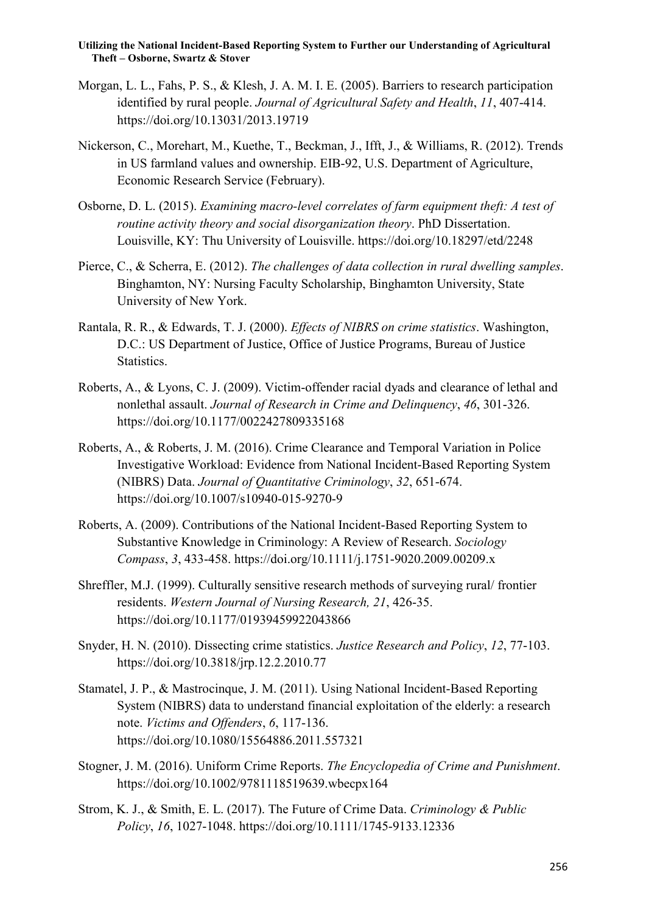Morgan, L. L., Fahs, P. S., & Klesh, J. A. M. I. E. (2005). Barriers to research participation identified by rural people. *Journal of Agricultural Safety and Health*, *11*, 407-414. https://doi.org/10.13031/2013.19719

Nickerson, C., Morehart, M., Kuethe, T., Beckman, J., Ifft, J., & Williams, R. (2012). Trends in US farmland values and ownership. EIB-92, U.S. Department of Agriculture, Economic Research Service (February).

Osborne, D. L. (2015). *Examining macro-level correlates of farm equipment theft: A test of routine activity theory and social disorganization theory*. PhD Dissertation. Louisville, KY: Thu University of Louisville. https://doi.org/10.18297/etd/2248

Pierce, C., & Scherra, E. (2012). *The challenges of data collection in rural dwelling samples*. Binghamton, NY: Nursing Faculty Scholarship, Binghamton University, State University of New York.

Rantala, R. R., & Edwards, T. J. (2000). *Effects of NIBRS on crime statistics*. Washington, D.C.: US Department of Justice, Office of Justice Programs, Bureau of Justice Statistics.

Roberts, A., & Lyons, C. J. (2009). Victim-offender racial dyads and clearance of lethal and nonlethal assault. *Journal of Research in Crime and Delinquency*, *46*, 301-326. https://doi.org/10.1177/0022427809335168

Roberts, A., & Roberts, J. M. (2016). Crime Clearance and Temporal Variation in Police Investigative Workload: Evidence from National Incident-Based Reporting System (NIBRS) Data. *Journal of Quantitative Criminology*, *32*, 651-674. https://doi.org/10.1007/s10940-015-9270-9

Roberts, A. (2009). Contributions of the National Incident-Based Reporting System to Substantive Knowledge in Criminology: A Review of Research. *Sociology Compass*, *3*, 433-458. https://doi.org/10.1111/j.1751-9020.2009.00209.x

Shreffler, M.J. (1999). Culturally sensitive research methods of surveying rural/ frontier residents. *Western Journal of Nursing Research, 21*, 426-35. https://doi.org/10.1177/01939459922043866

Snyder, H. N. (2010). Dissecting crime statistics. *Justice Research and Policy*, *12*, 77-103. https://doi.org/10.3818/jrp.12.2.2010.77

Stamatel, J. P., & Mastrocinque, J. M. (2011). Using National Incident-Based Reporting System (NIBRS) data to understand financial exploitation of the elderly: a research note. *Victims and Offenders*, *6*, 117-136. https://doi.org/10.1080/15564886.2011.557321

Stogner, J. M. (2016). Uniform Crime Reports. *The Encyclopedia of Crime and Punishment*. https://doi.org/10.1002/9781118519639.wbecpx164

Strom, K. J., & Smith, E. L. (2017). The Future of Crime Data. *Criminology & Public Policy*, *16*, 1027-1048. https://doi.org/10.1111/1745-9133.12336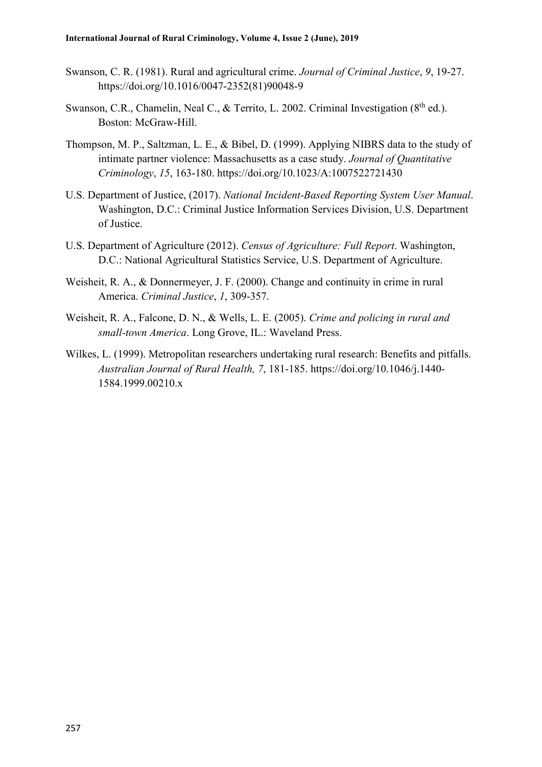Swanson, C. R. (1981). Rural and agricultural crime. *Journal of Criminal Justice*, *9*, 19-27. https://doi.org/10.1016/0047-2352(81)90048-9

Swanson, C.R., Chamelin, Neal C., & Territo, L. 2002. Criminal Investigation (8th ed.). Boston: McGraw-Hill.

Thompson, M. P., Saltzman, L. E., & Bibel, D. (1999). Applying NIBRS data to the study of intimate partner violence: Massachusetts as a case study. *Journal of Quantitative Criminology*, *15*, 163-180. https://doi.org/10.1023/A:1007522721430

U.S. Department of Justice, (2017). *National Incident-Based Reporting System User Manual*. Washington, D.C.: Criminal Justice Information Services Division, U.S. Department of Justice.

U.S. Department of Agriculture (2012). *Census of Agriculture: Full Report*. Washington, D.C.: National Agricultural Statistics Service, U.S. Department of Agriculture.

Weisheit, R. A., & Donnermeyer, J. F. (2000). Change and continuity in crime in rural America. *Criminal Justice*, *1*, 309-357.

Weisheit, R. A., Falcone, D. N., & Wells, L. E. (2005). *Crime and policing in rural and small-town America*. Long Grove, IL.: Waveland Press.

Wilkes, L. (1999). Metropolitan researchers undertaking rural research: Benefits and pitfalls. *Australian Journal of Rural Health, 7*, 181-185. https://doi.org/10.1046/j.1440-1584.1999.00210.x